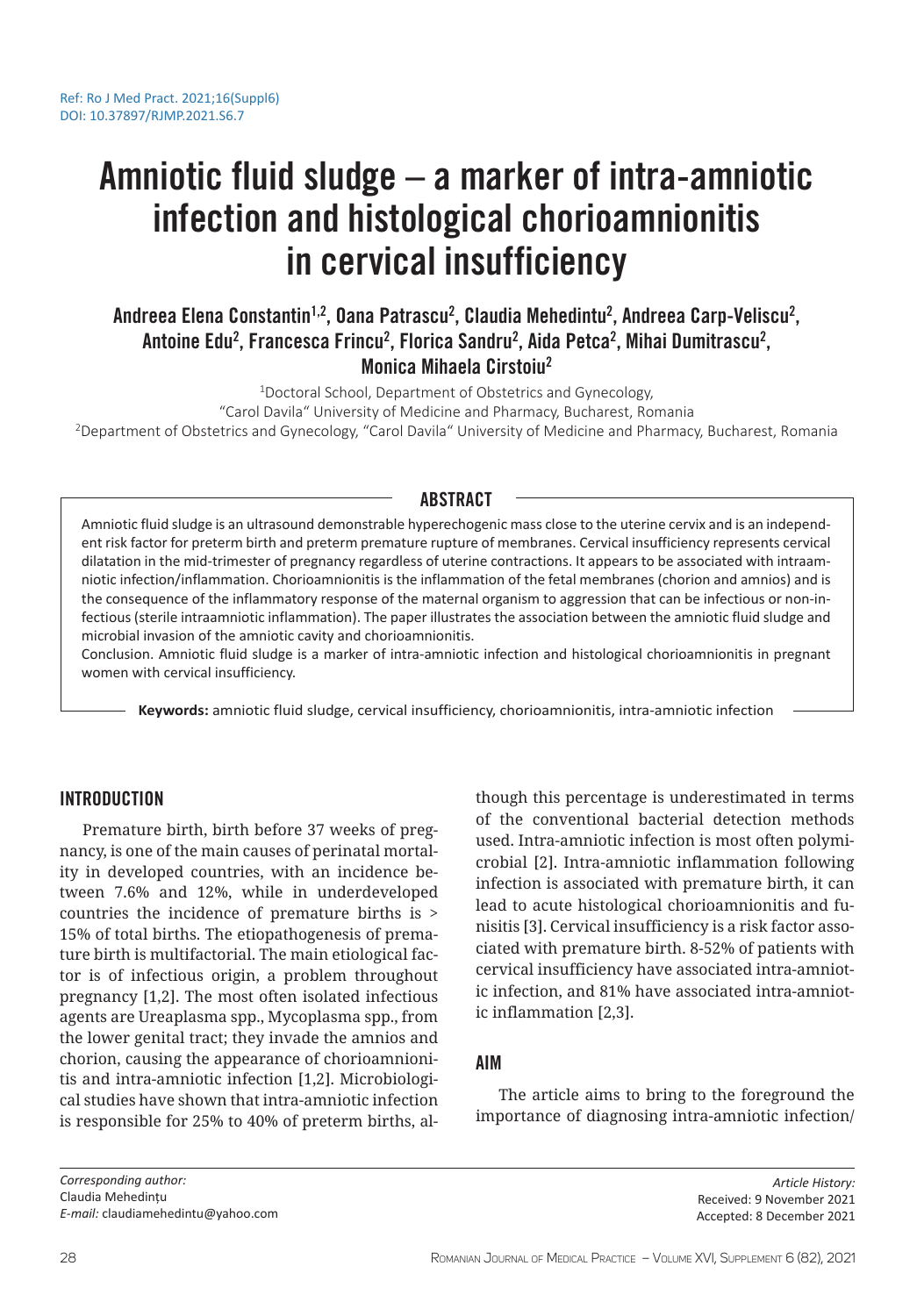Ref: Ro J Med Pract. 2021;16(Suppl6)
DOI: 10.37897/RJMP.2021.S6.7

# Amniotic fluid sludge – a marker of intra-amniotic infection and histological chorioamnionitis in cervical insufficiency

**Andreea Elena Constantin[1,2], Oana Patrascu[2], Claudia Mehedintu[2], Andreea Carp-Veliscu[2], Antoine Edu[2], Francesca Frincu[2], Florica Sandru[2], Aida Petca[2], Mihai Dumitrascu[2], Monica Mihaela Cirstoiu[2]**

[1]Doctoral School, Department of Obstetrics and Gynecology, "Carol Davila" University of Medicine and Pharmacy, Bucharest, Romania
[2]Department of Obstetrics and Gynecology, "Carol Davila" University of Medicine and Pharmacy, Bucharest, Romania

## ABSTRACT

Amniotic fluid sludge is an ultrasound demonstrable hyperechogenic mass close to the uterine cervix and is an independent risk factor for preterm birth and preterm premature rupture of membranes. Cervical insufficiency represents cervical dilatation in the mid-trimester of pregnancy regardless of uterine contractions. It appears to be associated with intraamniotic infection/inflammation. Chorioamnionitis is the inflammation of the fetal membranes (chorion and amnios) and is the consequence of the inflammatory response of the maternal organism to aggression that can be infectious or non-infectious (sterile intraamniotic inflammation). The paper illustrates the association between the amniotic fluid sludge and microbial invasion of the amniotic cavity and chorioamnionitis.

Conclusion. Amniotic fluid sludge is a marker of intra-amniotic infection and histological chorioamnionitis in pregnant women with cervical insufficiency.

**Keywords:** amniotic fluid sludge, cervical insufficiency, chorioamnionitis, intra-amniotic infection

## INTRODUCTION

Premature birth, birth before 37 weeks of pregnancy, is one of the main causes of perinatal mortality in developed countries, with an incidence between 7.6% and 12%, while in underdeveloped countries the incidence of premature births is > 15% of total births. The etiopathogenesis of premature birth is multifactorial. The main etiological factor is of infectious origin, a problem throughout pregnancy [1,2]. The most often isolated infectious agents are Ureaplasma spp., Mycoplasma spp., from the lower genital tract; they invade the amnios and chorion, causing the appearance of chorioamnionitis and intra-amniotic infection [1,2]. Microbiological studies have shown that intra-amniotic infection is responsible for 25% to 40% of preterm births, although this percentage is underestimated in terms of the conventional bacterial detection methods used. Intra-amniotic infection is most often polymicrobial [2]. Intra-amniotic inflammation following infection is associated with premature birth, it can lead to acute histological chorioamnionitis and funisitis [3]. Cervical insufficiency is a risk factor associated with premature birth. 8-52% of patients with cervical insufficiency have associated intra-amniotic infection, and 81% have associated intra-amniotic inflammation [2,3].

## AIM

The article aims to bring to the foreground the importance of diagnosing intra-amniotic infection/

*Corresponding author:*
Claudia Mehedințu
*E-mail:* claudiamehedintu@yahoo.com

*Article History:*
Received: 9 November 2021
Accepted: 8 December 2021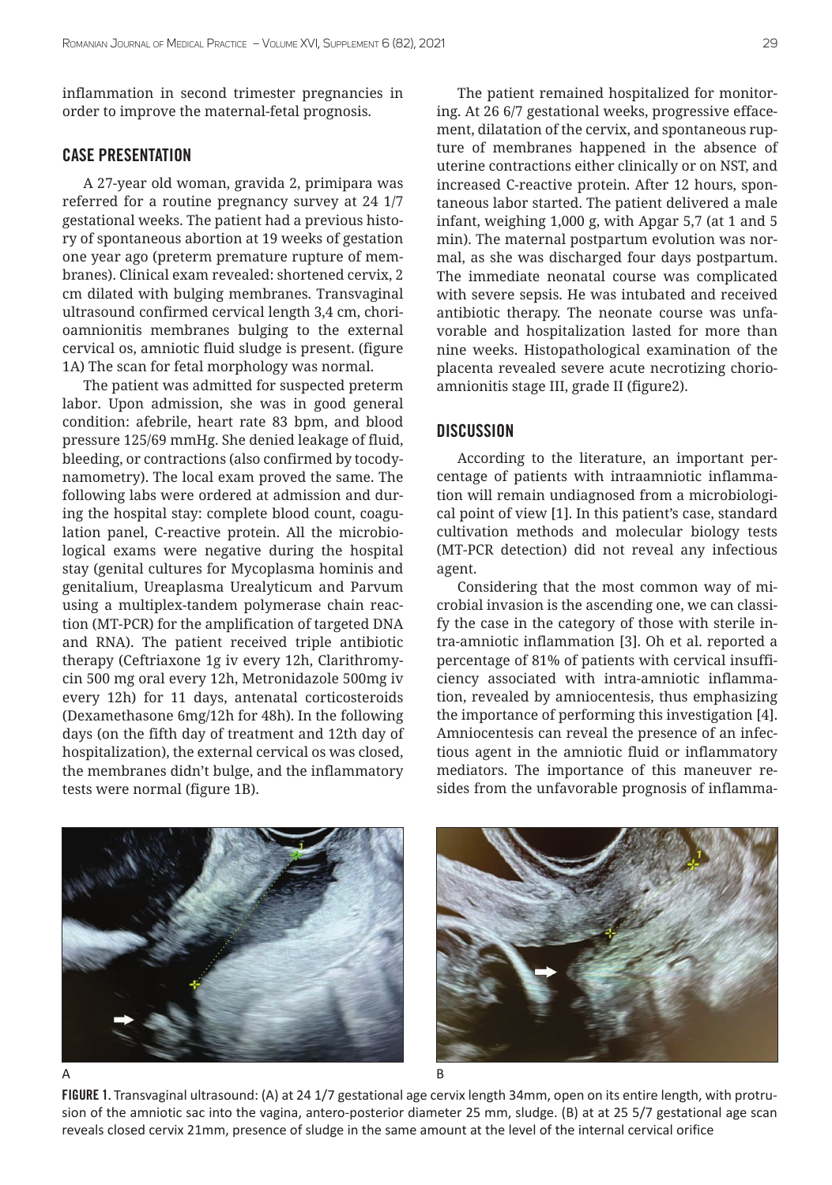inflammation in second trimester pregnancies in order to improve the maternal-fetal prognosis.

## CASE PRESENTATION

A 27-year old woman, gravida 2, primipara was referred for a routine pregnancy survey at 24 1/7 gestational weeks. The patient had a previous history of spontaneous abortion at 19 weeks of gestation one year ago (preterm premature rupture of membranes). Clinical exam revealed: shortened cervix, 2 cm dilated with bulging membranes. Transvaginal ultrasound confirmed cervical length 3,4 cm, chorioamnionitis membranes bulging to the external cervical os, amniotic fluid sludge is present. (figure 1A) The scan for fetal morphology was normal.

The patient was admitted for suspected preterm labor. Upon admission, she was in good general condition: afebrile, heart rate 83 bpm, and blood pressure 125/69 mmHg. She denied leakage of fluid, bleeding, or contractions (also confirmed by tocodynamometry). The local exam proved the same. The following labs were ordered at admission and during the hospital stay: complete blood count, coagulation panel, C-reactive protein. All the microbiological exams were negative during the hospital stay (genital cultures for Mycoplasma hominis and genitalium, Ureaplasma Urealyticum and Parvum using a multiplex-tandem polymerase chain reaction (MT-PCR) for the amplification of targeted DNA and RNA). The patient received triple antibiotic therapy (Ceftriaxone 1g iv every 12h, Clarithromycin 500 mg oral every 12h, Metronidazole 500mg iv every 12h) for 11 days, antenatal corticosteroids (Dexamethasone 6mg/12h for 48h). In the following days (on the fifth day of treatment and 12th day of hospitalization), the external cervical os was closed, the membranes didn't bulge, and the inflammatory tests were normal (figure 1B).

The patient remained hospitalized for monitoring. At 26 6/7 gestational weeks, progressive effacement, dilatation of the cervix, and spontaneous rupture of membranes happened in the absence of uterine contractions either clinically or on NST, and increased C-reactive protein. After 12 hours, spontaneous labor started. The patient delivered a male infant, weighing 1,000 g, with Apgar 5,7 (at 1 and 5 min). The maternal postpartum evolution was normal, as she was discharged four days postpartum. The immediate neonatal course was complicated with severe sepsis. He was intubated and received antibiotic therapy. The neonate course was unfavorable and hospitalization lasted for more than nine weeks. Histopathological examination of the placenta revealed severe acute necrotizing chorioamnionitis stage III, grade II (figure2).

## DISCUSSION

According to the literature, an important percentage of patients with intraamniotic inflammation will remain undiagnosed from a microbiological point of view [1]. In this patient's case, standard cultivation methods and molecular biology tests (MT-PCR detection) did not reveal any infectious agent.

Considering that the most common way of microbial invasion is the ascending one, we can classify the case in the category of those with sterile intra-amniotic inflammation [3]. Oh et al. reported a percentage of 81% of patients with cervical insufficiency associated with intra-amniotic inflammation, revealed by amniocentesis, thus emphasizing the importance of performing this investigation [4]. Amniocentesis can reveal the presence of an infectious agent in the amniotic fluid or inflammatory mediators. The importance of this maneuver resides from the unfavorable prognosis of inflamma-

A

B

**FIGURE 1.** Transvaginal ultrasound: (A) at 24 1/7 gestational age cervix length 34mm, open on its entire length, with protrusion of the amniotic sac into the vagina, antero-posterior diameter 25 mm, sludge. (B) at at 25 5/7 gestational age scan reveals closed cervix 21mm, presence of sludge in the same amount at the level of the internal cervical orifice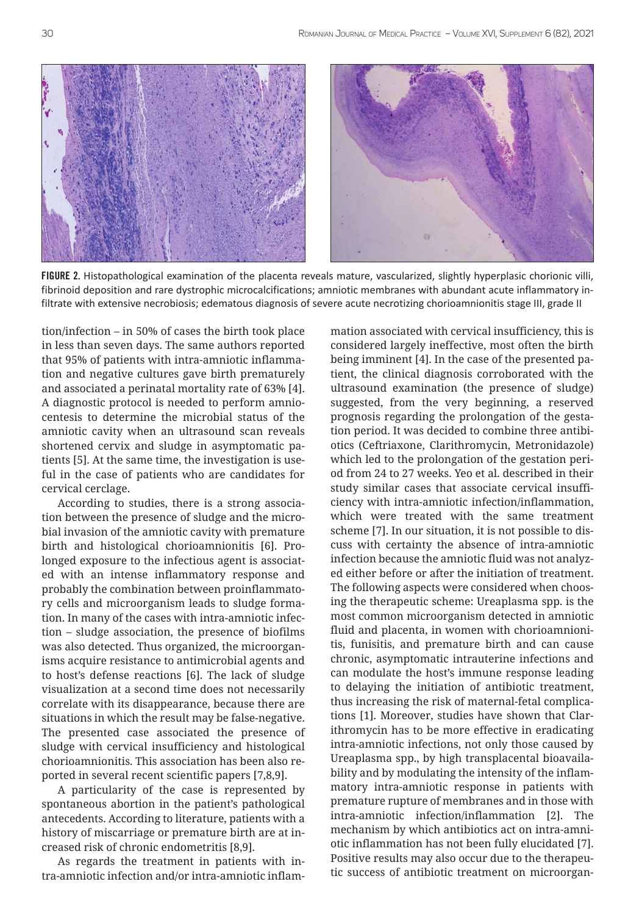FIGURE 2. Histopathological examination of the placenta reveals mature, vascularized, slightly hyperplasic chorionic villi, fibrinoid deposition and rare dystrophic microcalcifications; amniotic membranes with abundant acute inflammatory infiltrate with extensive necrobiosis; edematous diagnosis of severe acute necrotizing chorioamnionitis stage III, grade II

tion/infection – in 50% of cases the birth took place in less than seven days. The same authors reported that 95% of patients with intra-amniotic inflammation and negative cultures gave birth prematurely and associated a perinatal mortality rate of 63% [4]. A diagnostic protocol is needed to perform amniocentesis to determine the microbial status of the amniotic cavity when an ultrasound scan reveals shortened cervix and sludge in asymptomatic patients [5]. At the same time, the investigation is useful in the case of patients who are candidates for cervical cerclage.

According to studies, there is a strong association between the presence of sludge and the microbial invasion of the amniotic cavity with premature birth and histological chorioamnionitis [6]. Prolonged exposure to the infectious agent is associated with an intense inflammatory response and probably the combination between proinflammatory cells and microorganism leads to sludge formation. In many of the cases with intra-amniotic infection – sludge association, the presence of biofilms was also detected. Thus organized, the microorganisms acquire resistance to antimicrobial agents and to host's defense reactions [6]. The lack of sludge visualization at a second time does not necessarily correlate with its disappearance, because there are situations in which the result may be false-negative. The presented case associated the presence of sludge with cervical insufficiency and histological chorioamnionitis. This association has been also reported in several recent scientific papers [7,8,9].

A particularity of the case is represented by spontaneous abortion in the patient's pathological antecedents. According to literature, patients with a history of miscarriage or premature birth are at increased risk of chronic endometritis [8,9].

As regards the treatment in patients with intra-amniotic infection and/or intra-amniotic inflammation associated with cervical insufficiency, this is considered largely ineffective, most often the birth being imminent [4]. In the case of the presented patient, the clinical diagnosis corroborated with the ultrasound examination (the presence of sludge) suggested, from the very beginning, a reserved prognosis regarding the prolongation of the gestation period. It was decided to combine three antibiotics (Ceftriaxone, Clarithromycin, Metronidazole) which led to the prolongation of the gestation period from 24 to 27 weeks. Yeo et al. described in their study similar cases that associate cervical insufficiency with intra-amniotic infection/inflammation, which were treated with the same treatment scheme [7]. In our situation, it is not possible to discuss with certainty the absence of intra-amniotic infection because the amniotic fluid was not analyzed either before or after the initiation of treatment. The following aspects were considered when choosing the therapeutic scheme: Ureaplasma spp. is the most common microorganism detected in amniotic fluid and placenta, in women with chorioamnionitis, funisitis, and premature birth and can cause chronic, asymptomatic intrauterine infections and can modulate the host's immune response leading to delaying the initiation of antibiotic treatment, thus increasing the risk of maternal-fetal complications [1]. Moreover, studies have shown that Clarithromycin has to be more effective in eradicating intra-amniotic infections, not only those caused by Ureaplasma spp., by high transplacental bioavailability and by modulating the intensity of the inflammatory intra-amniotic response in patients with premature rupture of membranes and in those with intra-amniotic infection/inflammation [2]. The mechanism by which antibiotics act on intra-amniotic inflammation has not been fully elucidated [7]. Positive results may also occur due to the therapeutic success of antibiotic treatment on microorgan-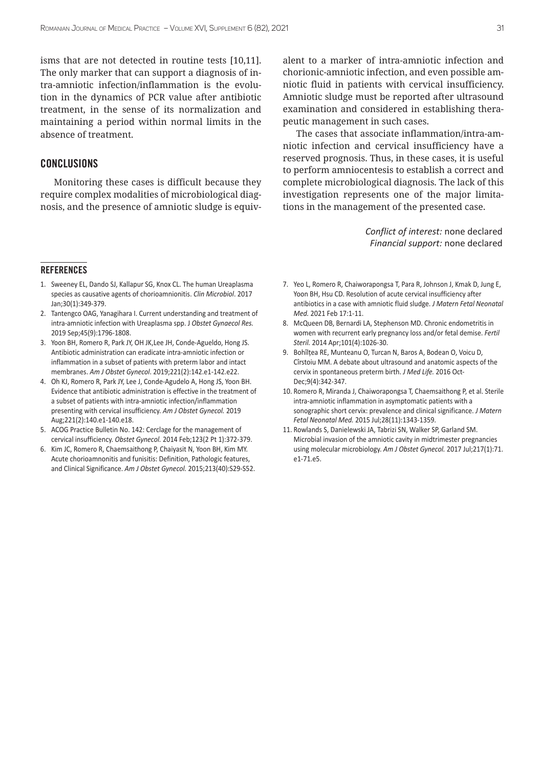isms that are not detected in routine tests [10,11]. The only marker that can support a diagnosis of intra-amniotic infection/inflammation is the evolution in the dynamics of PCR value after antibiotic treatment, in the sense of its normalization and maintaining a period within normal limits in the absence of treatment.

## CONCLUSIONS

Monitoring these cases is difficult because they require complex modalities of microbiological diagnosis, and the presence of amniotic sludge is equivalent to a marker of intra-amniotic infection and chorionic-amniotic infection, and even possible amniotic fluid in patients with cervical insufficiency. Amniotic sludge must be reported after ultrasound examination and considered in establishing therapeutic management in such cases.

The cases that associate inflammation/intra-amniotic infection and cervical insufficiency have a reserved prognosis. Thus, in these cases, it is useful to perform amniocentesis to establish a correct and complete microbiological diagnosis. The lack of this investigation represents one of the major limitations in the management of the presented case.

*Conflict of interest:* none declared
*Financial support:* none declared

## REFERENCES

1. Sweeney EL, Dando SJ, Kallapur SG, Knox CL. The human Ureaplasma species as causative agents of chorioamnionitis. *Clin Microbiol*. 2017 Jan;30(1):349-379.
2. Tantengco OAG, Yanagihara I. Current understanding and treatment of intra-amniotic infection with Ureaplasma spp. J *Obstet Gynaecol Res.* 2019 Sep;45(9):1796-1808.
3. Yoon BH, Romero R, Park JY, OH JK,Lee JH, Conde-Agueldo, Hong JS. Antibiotic administration can eradicate intra-amniotic infection or inflammation in a subset of patients with preterm labor and intact membranes. *Am J Obstet Gynecol*. 2019;221(2):142.e1-142.e22.
4. Oh KJ, Romero R, Park JY, Lee J, Conde-Agudelo A, Hong JS, Yoon BH. Evidence that antibiotic administration is effective in the treatment of a subset of patients with intra-amniotic infection/inflammation presenting with cervical insufficiency. *Am J Obstet Gynecol.* 2019 Aug;221(2):140.e1-140.e18.
5. ACOG Practice Bulletin No. 142: Cerclage for the management of cervical insufficiency. *Obstet Gynecol.* 2014 Feb;123(2 Pt 1):372-379.
6. Kim JC, Romero R, Chaemsaithong P, Chaiyasit N, Yoon BH, Kim MY. Acute chorioamnonitis and funisitis: Definition, Pathologic features, and Clinical Significance. *Am J Obstet Gynecol.* 2015;213(40):S29-S52.
7. Yeo L, Romero R, Chaiworapongsa T, Para R, Johnson J, Kmak D, Jung E, Yoon BH, Hsu CD. Resolution of acute cervical insufficiency after antibiotics in a case with amniotic fluid sludge. *J Matern Fetal Neonatal Med.* 2021 Feb 17:1-11.
8. McQueen DB, Bernardi LA, Stephenson MD. Chronic endometritis in women with recurrent early pregnancy loss and/or fetal demise. *Fertil Steril.* 2014 Apr;101(4):1026-30.
9. Bohîlțea RE, Munteanu O, Turcan N, Baros A, Bodean O, Voicu D, Cîrstoiu MM. A debate about ultrasound and anatomic aspects of the cervix in spontaneous preterm birth. *J Med Life.* 2016 Oct-Dec;9(4):342-347.
10. Romero R, Miranda J, Chaiworapongsa T, Chaemsaithong P, et al. Sterile intra-amniotic inflammation in asymptomatic patients with a sonographic short cervix: prevalence and clinical significance. *J Matern Fetal Neonatal Med.* 2015 Jul;28(11):1343-1359.
11. Rowlands S, Danielewski JA, Tabrizi SN, Walker SP, Garland SM. Microbial invasion of the amniotic cavity in midtrimester pregnancies using molecular microbiology. *Am J Obstet Gynecol.* 2017 Jul;217(1):71.e1-71.e5.